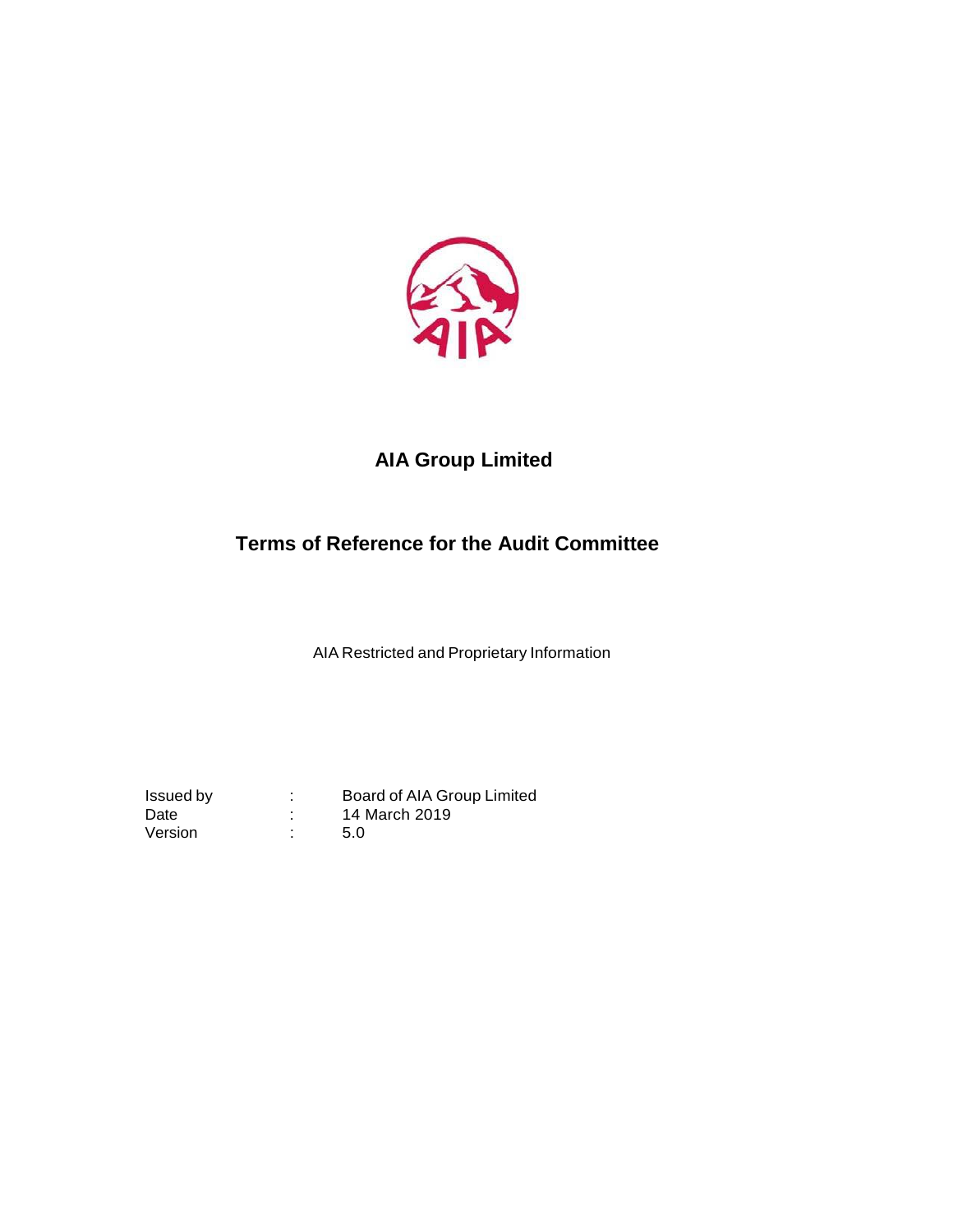# AIA Group Limited

## Terms of Reference for the Audit Committee

AIA Restricted and Proprietary Information

| | | |
|---|---|---|
| Issued by | : | Board of AIA Group Limited |
| Date | : | 14 March 2019 |
| Version | : | 5.0 |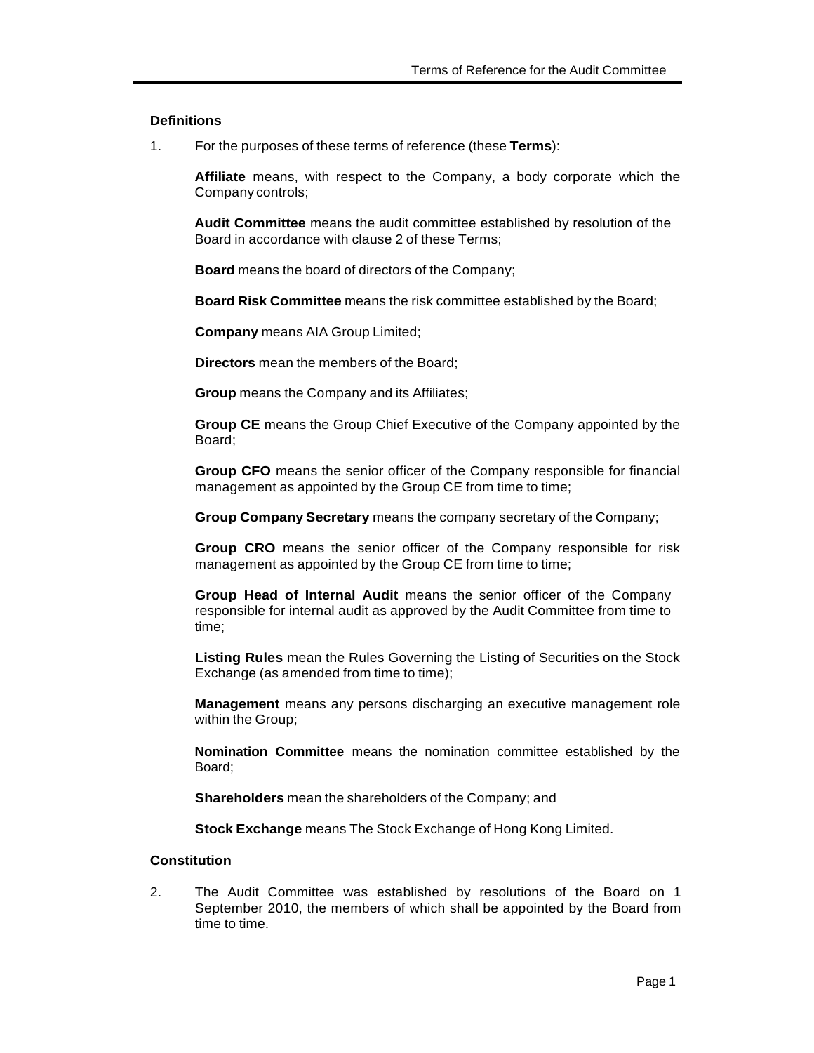## Definitions

1. For the purposes of these terms of reference (these **Terms**):

   **Affiliate** means, with respect to the Company, a body corporate which the Company controls;

   **Audit Committee** means the audit committee established by resolution of the Board in accordance with clause 2 of these Terms;

   **Board** means the board of directors of the Company;

   **Board Risk Committee** means the risk committee established by the Board;

   **Company** means AIA Group Limited;

   **Directors** mean the members of the Board;

   **Group** means the Company and its Affiliates;

   **Group CE** means the Group Chief Executive of the Company appointed by the Board;

   **Group CFO** means the senior officer of the Company responsible for financial management as appointed by the Group CE from time to time;

   **Group Company Secretary** means the company secretary of the Company;

   **Group CRO** means the senior officer of the Company responsible for risk management as appointed by the Group CE from time to time;

   **Group Head of Internal Audit** means the senior officer of the Company responsible for internal audit as approved by the Audit Committee from time to time;

   **Listing Rules** mean the Rules Governing the Listing of Securities on the Stock Exchange (as amended from time to time);

   **Management** means any persons discharging an executive management role within the Group;

   **Nomination Committee** means the nomination committee established by the Board;

   **Shareholders** mean the shareholders of the Company; and

   **Stock Exchange** means The Stock Exchange of Hong Kong Limited.

## Constitution

2. The Audit Committee was established by resolutions of the Board on 1 September 2010, the members of which shall be appointed by the Board from time to time.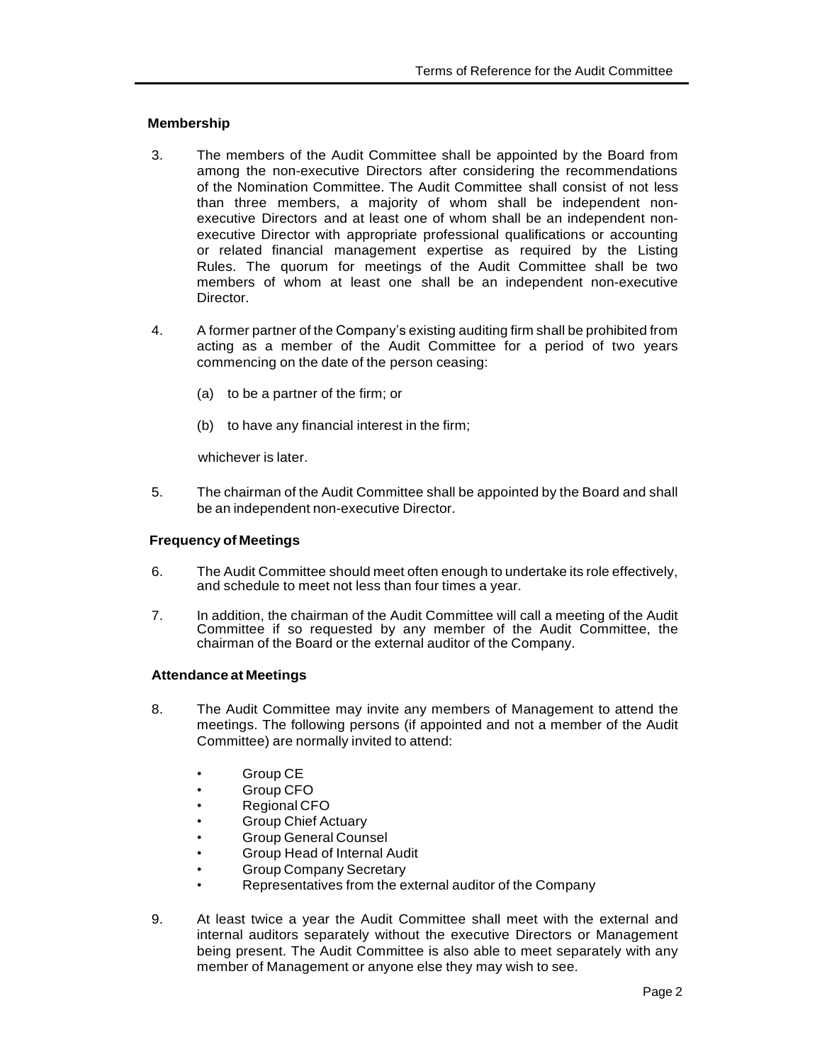### Membership

3. The members of the Audit Committee shall be appointed by the Board from among the non-executive Directors after considering the recommendations of the Nomination Committee. The Audit Committee shall consist of not less than three members, a majority of whom shall be independent non-executive Directors and at least one of whom shall be an independent non-executive Director with appropriate professional qualifications or accounting or related financial management expertise as required by the Listing Rules. The quorum for meetings of the Audit Committee shall be two members of whom at least one shall be an independent non-executive Director.

4. A former partner of the Company's existing auditing firm shall be prohibited from acting as a member of the Audit Committee for a period of two years commencing on the date of the person ceasing:

   (a) to be a partner of the firm; or

   (b) to have any financial interest in the firm;

   whichever is later.

5. The chairman of the Audit Committee shall be appointed by the Board and shall be an independent non-executive Director.

### Frequency of Meetings

6. The Audit Committee should meet often enough to undertake its role effectively, and schedule to meet not less than four times a year.

7. In addition, the chairman of the Audit Committee will call a meeting of the Audit Committee if so requested by any member of the Audit Committee, the chairman of the Board or the external auditor of the Company.

### Attendance at Meetings

8. The Audit Committee may invite any members of Management to attend the meetings. The following persons (if appointed and not a member of the Audit Committee) are normally invited to attend:

   - Group CE
   - Group CFO
   - Regional CFO
   - Group Chief Actuary
   - Group General Counsel
   - Group Head of Internal Audit
   - Group Company Secretary
   - Representatives from the external auditor of the Company

9. At least twice a year the Audit Committee shall meet with the external and internal auditors separately without the executive Directors or Management being present. The Audit Committee is also able to meet separately with any member of Management or anyone else they may wish to see.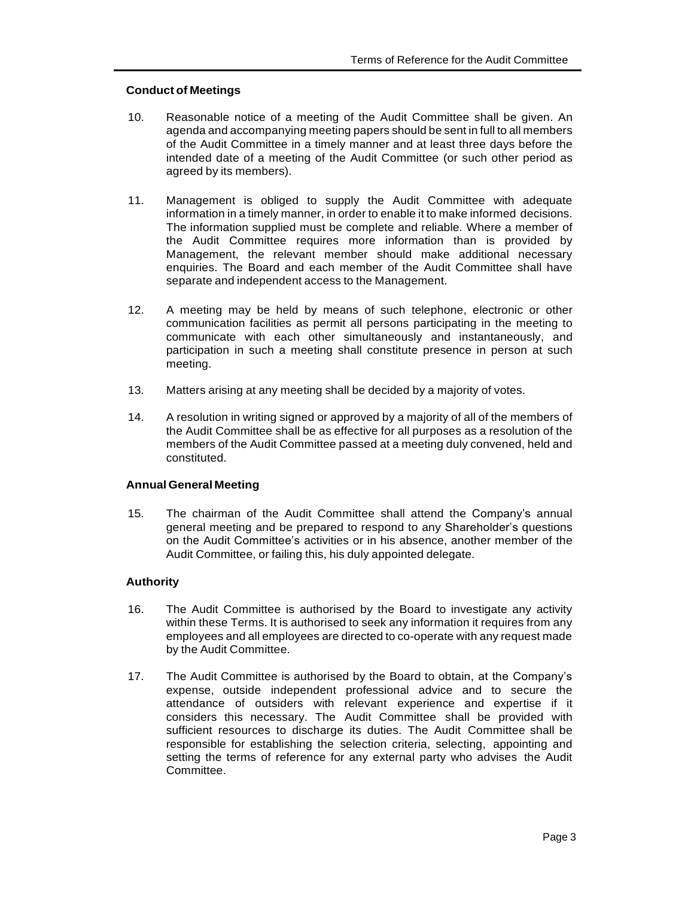## Conduct of Meetings

10. Reasonable notice of a meeting of the Audit Committee shall be given. An agenda and accompanying meeting papers should be sent in full to all members of the Audit Committee in a timely manner and at least three days before the intended date of a meeting of the Audit Committee (or such other period as agreed by its members).

11. Management is obliged to supply the Audit Committee with adequate information in a timely manner, in order to enable it to make informed decisions. The information supplied must be complete and reliable. Where a member of the Audit Committee requires more information than is provided by Management, the relevant member should make additional necessary enquiries. The Board and each member of the Audit Committee shall have separate and independent access to the Management.

12. A meeting may be held by means of such telephone, electronic or other communication facilities as permit all persons participating in the meeting to communicate with each other simultaneously and instantaneously, and participation in such a meeting shall constitute presence in person at such meeting.

13. Matters arising at any meeting shall be decided by a majority of votes.

14. A resolution in writing signed or approved by a majority of all of the members of the Audit Committee shall be as effective for all purposes as a resolution of the members of the Audit Committee passed at a meeting duly convened, held and constituted.

## Annual General Meeting

15. The chairman of the Audit Committee shall attend the Company's annual general meeting and be prepared to respond to any Shareholder's questions on the Audit Committee's activities or in his absence, another member of the Audit Committee, or failing this, his duly appointed delegate.

## Authority

16. The Audit Committee is authorised by the Board to investigate any activity within these Terms. It is authorised to seek any information it requires from any employees and all employees are directed to co-operate with any request made by the Audit Committee.

17. The Audit Committee is authorised by the Board to obtain, at the Company's expense, outside independent professional advice and to secure the attendance of outsiders with relevant experience and expertise if it considers this necessary. The Audit Committee shall be provided with sufficient resources to discharge its duties. The Audit Committee shall be responsible for establishing the selection criteria, selecting, appointing and setting the terms of reference for any external party who advises the Audit Committee.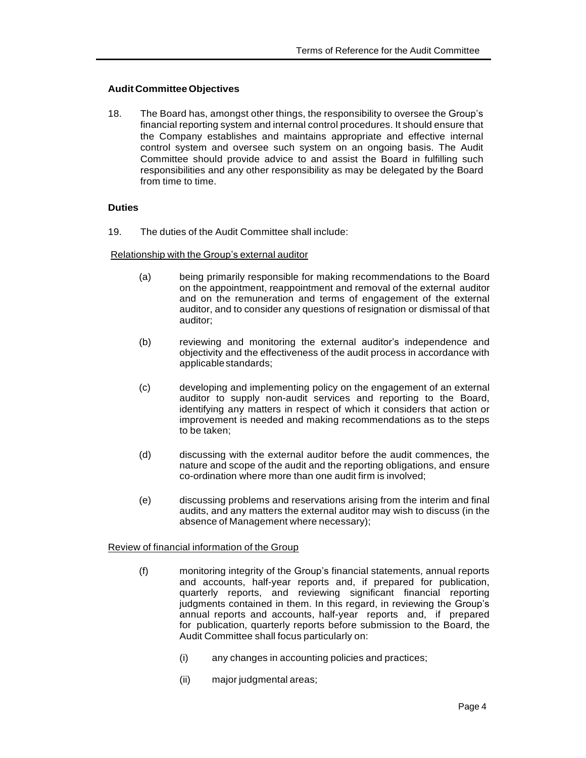**Audit Committee Objectives**

18. The Board has, amongst other things, the responsibility to oversee the Group's financial reporting system and internal control procedures. It should ensure that the Company establishes and maintains appropriate and effective internal control system and oversee such system on an ongoing basis. The Audit Committee should provide advice to and assist the Board in fulfilling such responsibilities and any other responsibility as may be delegated by the Board from time to time.

**Duties**

19. The duties of the Audit Committee shall include:

Relationship with the Group's external auditor

(a) being primarily responsible for making recommendations to the Board on the appointment, reappointment and removal of the external auditor and on the remuneration and terms of engagement of the external auditor, and to consider any questions of resignation or dismissal of that auditor;

(b) reviewing and monitoring the external auditor's independence and objectivity and the effectiveness of the audit process in accordance with applicable standards;

(c) developing and implementing policy on the engagement of an external auditor to supply non-audit services and reporting to the Board, identifying any matters in respect of which it considers that action or improvement is needed and making recommendations as to the steps to be taken;

(d) discussing with the external auditor before the audit commences, the nature and scope of the audit and the reporting obligations, and ensure co-ordination where more than one audit firm is involved;

(e) discussing problems and reservations arising from the interim and final audits, and any matters the external auditor may wish to discuss (in the absence of Management where necessary);

Review of financial information of the Group

(f) monitoring integrity of the Group's financial statements, annual reports and accounts, half-year reports and, if prepared for publication, quarterly reports, and reviewing significant financial reporting judgments contained in them. In this regard, in reviewing the Group's annual reports and accounts, half-year reports and, if prepared for publication, quarterly reports before submission to the Board, the Audit Committee shall focus particularly on:

  (i) any changes in accounting policies and practices;

  (ii) major judgmental areas;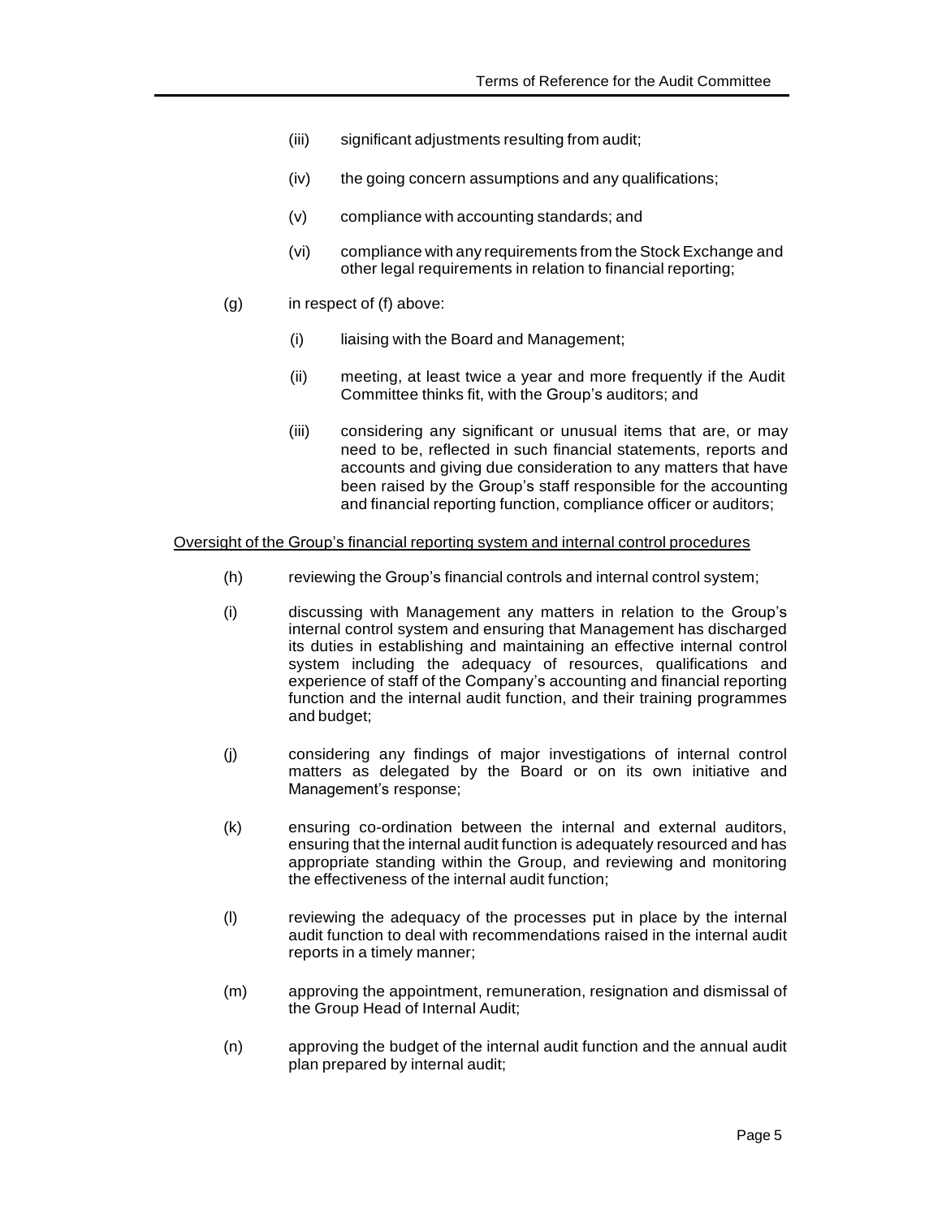(iii) significant adjustments resulting from audit;

(iv) the going concern assumptions and any qualifications;

(v) compliance with accounting standards; and

(vi) compliance with any requirements from the Stock Exchange and other legal requirements in relation to financial reporting;

(g) in respect of (f) above:

(i) liaising with the Board and Management;

(ii) meeting, at least twice a year and more frequently if the Audit Committee thinks fit, with the Group's auditors; and

(iii) considering any significant or unusual items that are, or may need to be, reflected in such financial statements, reports and accounts and giving due consideration to any matters that have been raised by the Group's staff responsible for the accounting and financial reporting function, compliance officer or auditors;

<u>Oversight of the Group's financial reporting system and internal control procedures</u>

(h) reviewing the Group's financial controls and internal control system;

(i) discussing with Management any matters in relation to the Group's internal control system and ensuring that Management has discharged its duties in establishing and maintaining an effective internal control system including the adequacy of resources, qualifications and experience of staff of the Company's accounting and financial reporting function and the internal audit function, and their training programmes and budget;

(j) considering any findings of major investigations of internal control matters as delegated by the Board or on its own initiative and Management's response;

(k) ensuring co-ordination between the internal and external auditors, ensuring that the internal audit function is adequately resourced and has appropriate standing within the Group, and reviewing and monitoring the effectiveness of the internal audit function;

(l) reviewing the adequacy of the processes put in place by the internal audit function to deal with recommendations raised in the internal audit reports in a timely manner;

(m) approving the appointment, remuneration, resignation and dismissal of the Group Head of Internal Audit;

(n) approving the budget of the internal audit function and the annual audit plan prepared by internal audit;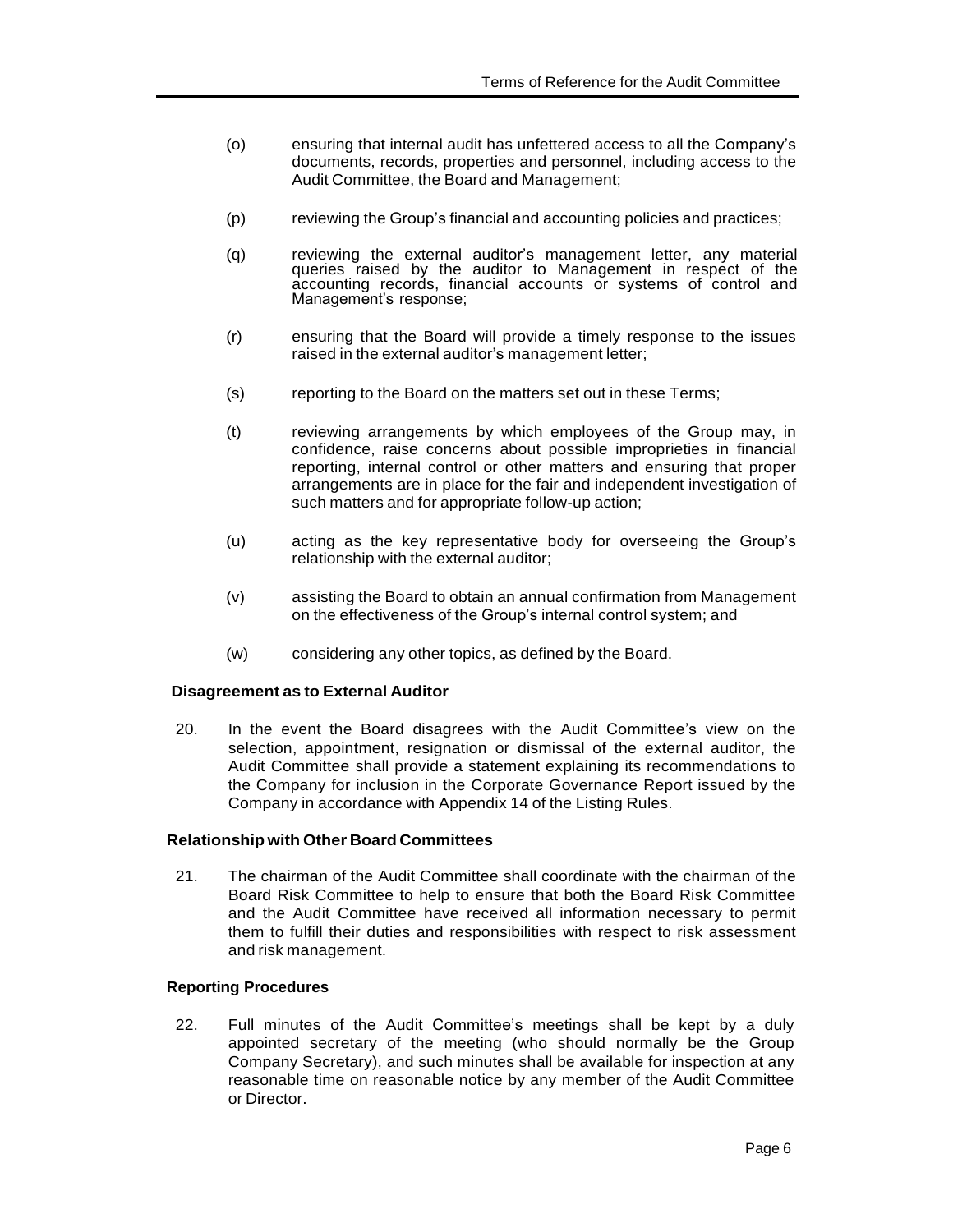(o) ensuring that internal audit has unfettered access to all the Company's documents, records, properties and personnel, including access to the Audit Committee, the Board and Management;

(p) reviewing the Group's financial and accounting policies and practices;

(q) reviewing the external auditor's management letter, any material queries raised by the auditor to Management in respect of the accounting records, financial accounts or systems of control and Management's response;

(r) ensuring that the Board will provide a timely response to the issues raised in the external auditor's management letter;

(s) reporting to the Board on the matters set out in these Terms;

(t) reviewing arrangements by which employees of the Group may, in confidence, raise concerns about possible improprieties in financial reporting, internal control or other matters and ensuring that proper arrangements are in place for the fair and independent investigation of such matters and for appropriate follow-up action;

(u) acting as the key representative body for overseeing the Group's relationship with the external auditor;

(v) assisting the Board to obtain an annual confirmation from Management on the effectiveness of the Group's internal control system; and

(w) considering any other topics, as defined by the Board.

**Disagreement as to External Auditor**

20. In the event the Board disagrees with the Audit Committee's view on the selection, appointment, resignation or dismissal of the external auditor, the Audit Committee shall provide a statement explaining its recommendations to the Company for inclusion in the Corporate Governance Report issued by the Company in accordance with Appendix 14 of the Listing Rules.

**Relationship with Other Board Committees**

21. The chairman of the Audit Committee shall coordinate with the chairman of the Board Risk Committee to help to ensure that both the Board Risk Committee and the Audit Committee have received all information necessary to permit them to fulfill their duties and responsibilities with respect to risk assessment and risk management.

**Reporting Procedures**

22. Full minutes of the Audit Committee's meetings shall be kept by a duly appointed secretary of the meeting (who should normally be the Group Company Secretary), and such minutes shall be available for inspection at any reasonable time on reasonable notice by any member of the Audit Committee or Director.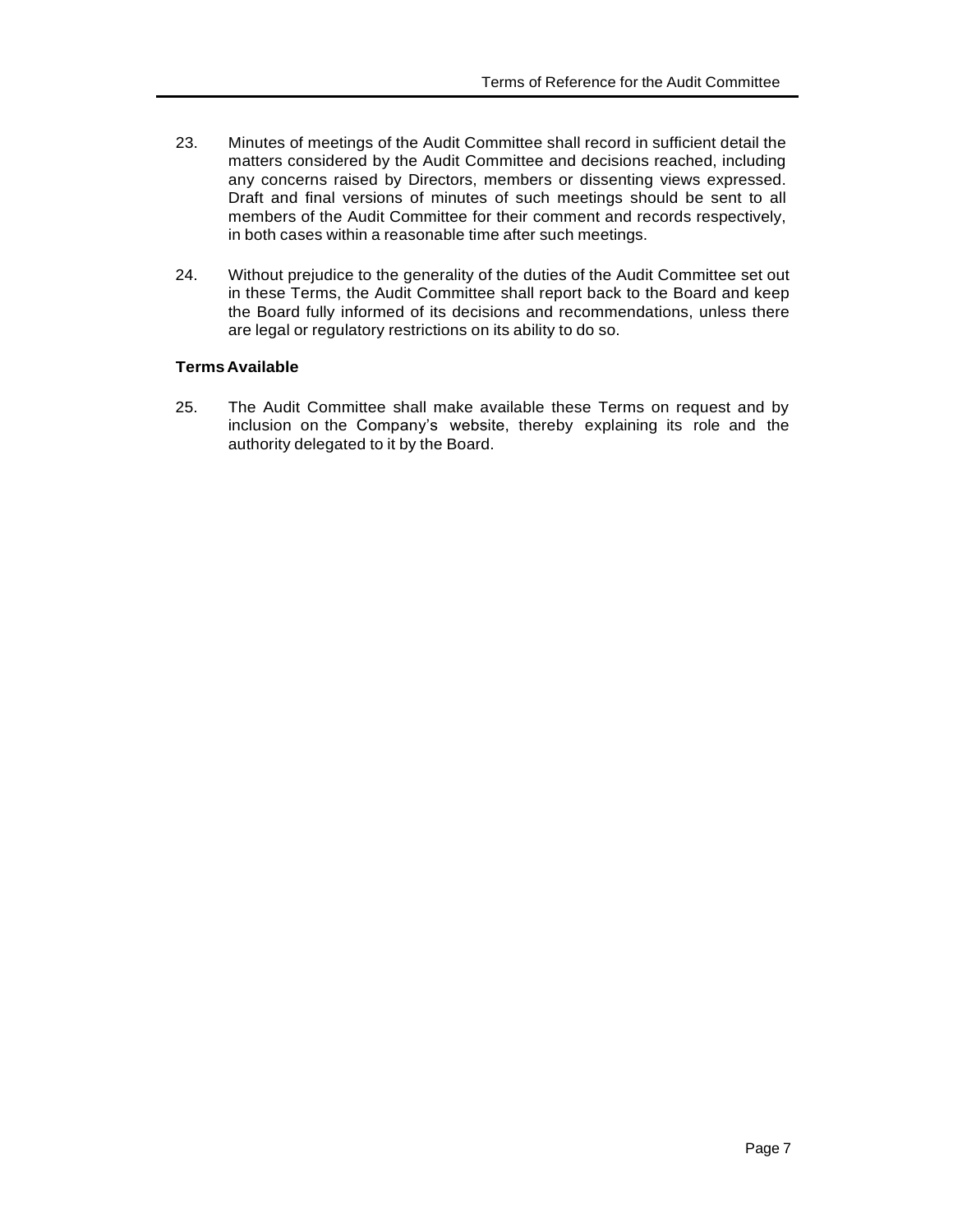23. Minutes of meetings of the Audit Committee shall record in sufficient detail the matters considered by the Audit Committee and decisions reached, including any concerns raised by Directors, members or dissenting views expressed. Draft and final versions of minutes of such meetings should be sent to all members of the Audit Committee for their comment and records respectively, in both cases within a reasonable time after such meetings.

24. Without prejudice to the generality of the duties of the Audit Committee set out in these Terms, the Audit Committee shall report back to the Board and keep the Board fully informed of its decisions and recommendations, unless there are legal or regulatory restrictions on its ability to do so.

**Terms Available**

25. The Audit Committee shall make available these Terms on request and by inclusion on the Company's website, thereby explaining its role and the authority delegated to it by the Board.